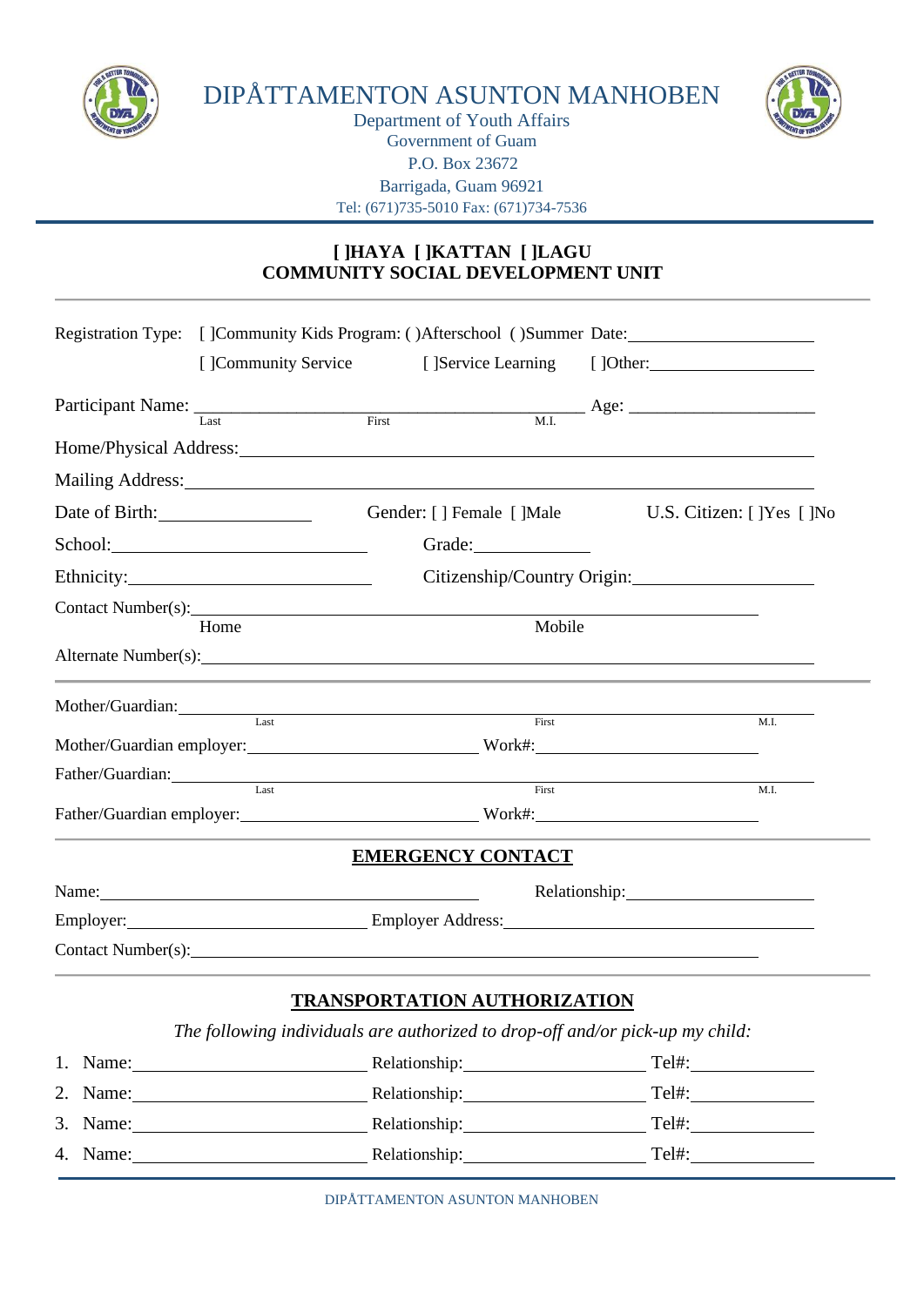# DIPÅTTAMENTON ASUNTON MANHOBEN

Department of Youth Affairs
Government of Guam
P.O. Box 23672
Barrigada, Guam 96921
Tel: (671)735-5010 Fax: (671)734-7536

## [ ]HAYA [ ]KATTAN [ ]LAGU
## COMMUNITY SOCIAL DEVELOPMENT UNIT

Registration Type: [ ]Community Kids Program: ( )Afterschool ( )Summer Date:____________________

[ ]Community Service [ ]Service Learning [ ]Other:____________________

Participant Name: ______________________________________________ Age: ____________________
Last First M.I.

Home/Physical Address:____________________________________________________________

Mailing Address:__________________________________________________________________

Date of Birth:________________ Gender: [ ] Female [ ]Male U.S. Citizen: [ ]Yes [ ]No

School:____________________________ Grade:_____________

Ethnicity:__________________________ Citizenship/Country Origin:____________________

Contact Number(s):_______________________________________________________________
Home Mobile

Alternate Number(s):______________________________________________________________

Mother/Guardian:_________________________________________________________________
Last First M.I.

Mother/Guardian employer:__________________________ Work#:________________________

Father/Guardian:_________________________________________________________________
Last First M.I.

Father/Guardian employer:__________________________ Work#:________________________

## EMERGENCY CONTACT

Name:____________________________________________ Relationship:____________________

Employer:___________________________ Employer Address:____________________________

Contact Number(s):_______________________________________________________________

## TRANSPORTATION AUTHORIZATION

*The following individuals are authorized to drop-off and/or pick-up my child:*

1. Name:__________________________ Relationship:____________________ Tel#:_____________
2. Name:__________________________ Relationship:____________________ Tel#:_____________
3. Name:__________________________ Relationship:____________________ Tel#:_____________
4. Name:__________________________ Relationship:____________________ Tel#:_____________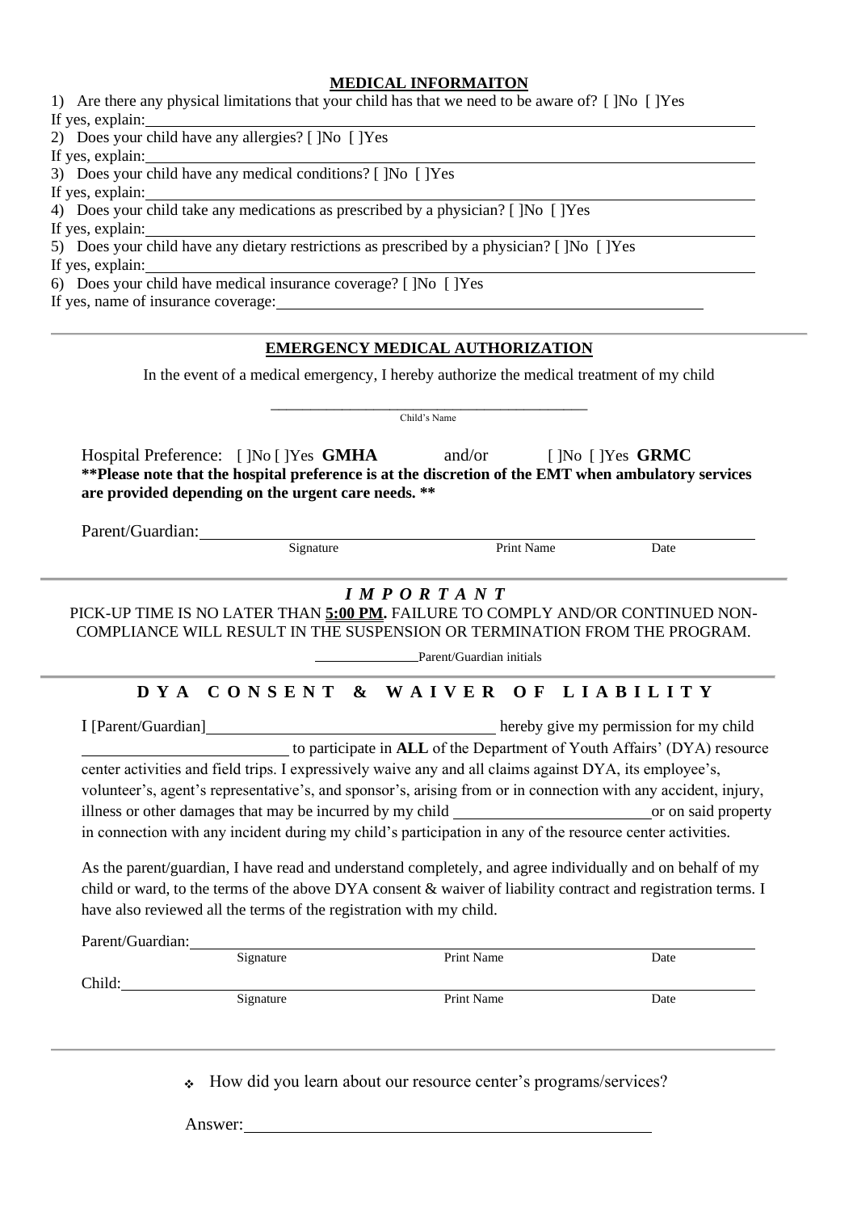## MEDICAL INFORMAITON

1) Are there any physical limitations that your child has that we need to be aware of? [ ]No [ ]Yes
If yes, explain:\_\_\_\_\_\_\_\_\_\_\_\_\_\_\_\_\_\_\_\_\_\_\_\_\_\_\_\_\_\_\_\_\_\_\_\_\_\_\_\_
2) Does your child have any allergies? [ ]No [ ]Yes
If yes, explain:\_\_\_\_\_\_\_\_\_\_\_\_\_\_\_\_\_\_\_\_\_\_\_\_\_\_\_\_\_\_\_\_\_\_\_\_\_\_\_\_
3) Does your child have any medical conditions? [ ]No [ ]Yes
If yes, explain:\_\_\_\_\_\_\_\_\_\_\_\_\_\_\_\_\_\_\_\_\_\_\_\_\_\_\_\_\_\_\_\_\_\_\_\_\_\_\_\_
4) Does your child take any medications as prescribed by a physician? [ ]No [ ]Yes
If yes, explain:\_\_\_\_\_\_\_\_\_\_\_\_\_\_\_\_\_\_\_\_\_\_\_\_\_\_\_\_\_\_\_\_\_\_\_\_\_\_\_\_
5) Does your child have any dietary restrictions as prescribed by a physician? [ ]No [ ]Yes
If yes, explain:\_\_\_\_\_\_\_\_\_\_\_\_\_\_\_\_\_\_\_\_\_\_\_\_\_\_\_\_\_\_\_\_\_\_\_\_\_\_\_\_
6) Does your child have medical insurance coverage? [ ]No [ ]Yes
If yes, name of insurance coverage:\_\_\_\_\_\_\_\_\_\_\_\_\_\_\_\_\_\_\_\_\_\_\_\_\_\_\_\_\_\_\_\_\_\_\_\_\_\_\_\_

---

## EMERGENCY MEDICAL AUTHORIZATION

In the event of a medical emergency, I hereby authorize the medical treatment of my child

\_\_\_\_\_\_\_\_\_\_\_\_\_\_\_\_\_\_\_\_\_\_\_\_\_\_\_\_\_\_\_\_\_\_\_\_\_\_\_\_
Child's Name

Hospital Preference: [ ]No [ ]Yes **GMHA** and/or [ ]No [ ]Yes **GRMC**
**\*\*Please note that the hospital preference is at the discretion of the EMT when ambulatory services are provided depending on the urgent care needs. \*\***

Parent/Guardian:\_\_\_\_\_\_\_\_\_\_\_\_\_\_\_\_\_\_\_\_\_\_\_\_\_\_\_\_\_\_\_\_\_\_\_\_\_\_\_\_
Signature Print Name Date

---

## *I M P O R T A N T*

PICK-UP TIME IS NO LATER THAN **5:00 PM.** FAILURE TO COMPLY AND/OR CONTINUED NON-COMPLIANCE WILL RESULT IN THE SUSPENSION OR TERMINATION FROM THE PROGRAM.

\_\_\_\_\_\_\_\_\_\_\_\_\_\_Parent/Guardian initials

---

## D Y A C O N S E N T & W A I V E R O F L I A B I L I T Y

I [Parent/Guardian]\_\_\_\_\_\_\_\_\_\_\_\_\_\_\_\_\_\_\_\_\_\_\_\_\_\_\_\_\_\_\_\_\_\_\_\_ hereby give my permission for my child \_\_\_\_\_\_\_\_\_\_\_\_\_\_\_\_\_\_\_\_\_\_\_\_\_\_\_ to participate in **ALL** of the Department of Youth Affairs' (DYA) resource center activities and field trips. I expressively waive any and all claims against DYA, its employee's, volunteer's, agent's representative's, and sponsor's, arising from or in connection with any accident, injury, illness or other damages that may be incurred by my child \_\_\_\_\_\_\_\_\_\_\_\_\_\_\_\_\_\_\_\_\_\_\_\_\_or on said property in connection with any incident during my child's participation in any of the resource center activities.

As the parent/guardian, I have read and understand completely, and agree individually and on behalf of my child or ward, to the terms of the above DYA consent & waiver of liability contract and registration terms. I have also reviewed all the terms of the registration with my child.

Parent/Guardian:\_\_\_\_\_\_\_\_\_\_\_\_\_\_\_\_\_\_\_\_\_\_\_\_\_\_\_\_\_\_\_\_\_\_\_\_\_\_\_\_
Signature Print Name Date

Child:\_\_\_\_\_\_\_\_\_\_\_\_\_\_\_\_\_\_\_\_\_\_\_\_\_\_\_\_\_\_\_\_\_\_\_\_\_\_\_\_
Signature Print Name Date

---

- How did you learn about our resource center's programs/services?

Answer:\_\_\_\_\_\_\_\_\_\_\_\_\_\_\_\_\_\_\_\_\_\_\_\_\_\_\_\_\_\_\_\_\_\_\_\_\_\_\_\_